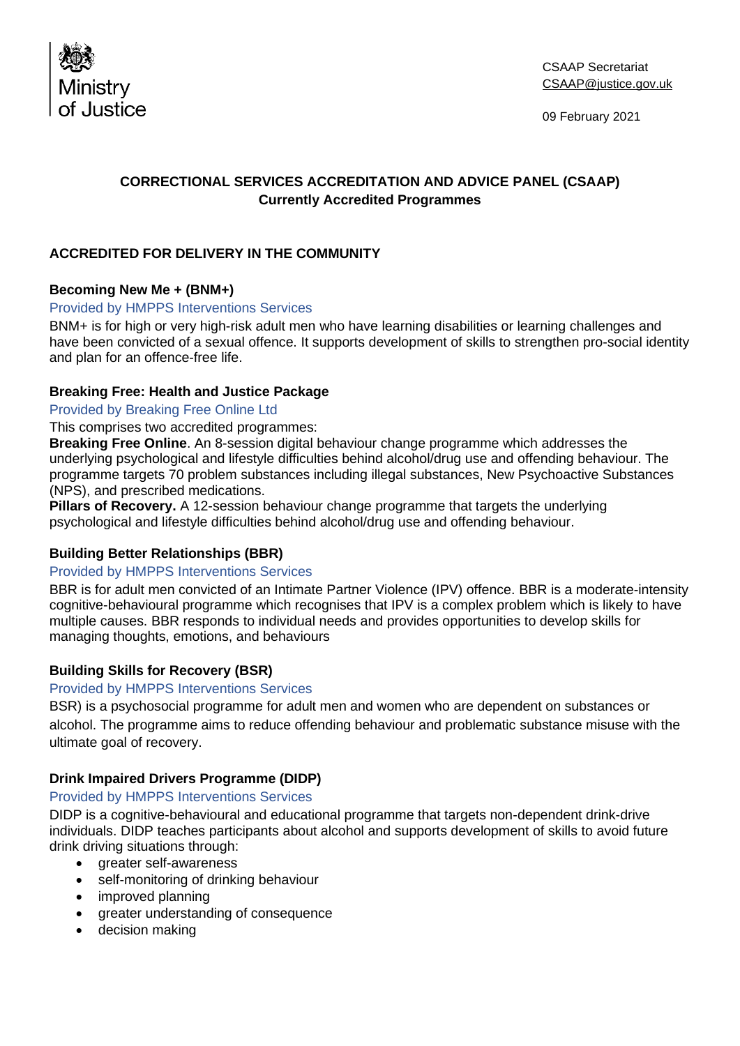Ministry of Justice

CSAAP Secretariat
CSAAP@justice.gov.uk

09 February 2021

**CORRECTIONAL SERVICES ACCREDITATION AND ADVICE PANEL (CSAAP)**
**Currently Accredited Programmes**

## ACCREDITED FOR DELIVERY IN THE COMMUNITY

### Becoming New Me + (BNM+)

Provided by HMPPS Interventions Services

BNM+ is for high or very high-risk adult men who have learning disabilities or learning challenges and have been convicted of a sexual offence. It supports development of skills to strengthen pro-social identity and plan for an offence-free life.

### Breaking Free: Health and Justice Package

Provided by Breaking Free Online Ltd

This comprises two accredited programmes:

**Breaking Free Online**. An 8-session digital behaviour change programme which addresses the underlying psychological and lifestyle difficulties behind alcohol/drug use and offending behaviour. The programme targets 70 problem substances including illegal substances, New Psychoactive Substances (NPS), and prescribed medications.

**Pillars of Recovery.** A 12-session behaviour change programme that targets the underlying psychological and lifestyle difficulties behind alcohol/drug use and offending behaviour.

### Building Better Relationships (BBR)

Provided by HMPPS Interventions Services

BBR is for adult men convicted of an Intimate Partner Violence (IPV) offence. BBR is a moderate-intensity cognitive-behavioural programme which recognises that IPV is a complex problem which is likely to have multiple causes. BBR responds to individual needs and provides opportunities to develop skills for managing thoughts, emotions, and behaviours

### Building Skills for Recovery (BSR)

Provided by HMPPS Interventions Services

BSR) is a psychosocial programme for adult men and women who are dependent on substances or alcohol. The programme aims to reduce offending behaviour and problematic substance misuse with the ultimate goal of recovery.

### Drink Impaired Drivers Programme (DIDP)

Provided by HMPPS Interventions Services

DIDP is a cognitive-behavioural and educational programme that targets non-dependent drink-drive individuals. DIDP teaches participants about alcohol and supports development of skills to avoid future drink driving situations through:

- greater self-awareness
- self-monitoring of drinking behaviour
- improved planning
- greater understanding of consequence
- decision making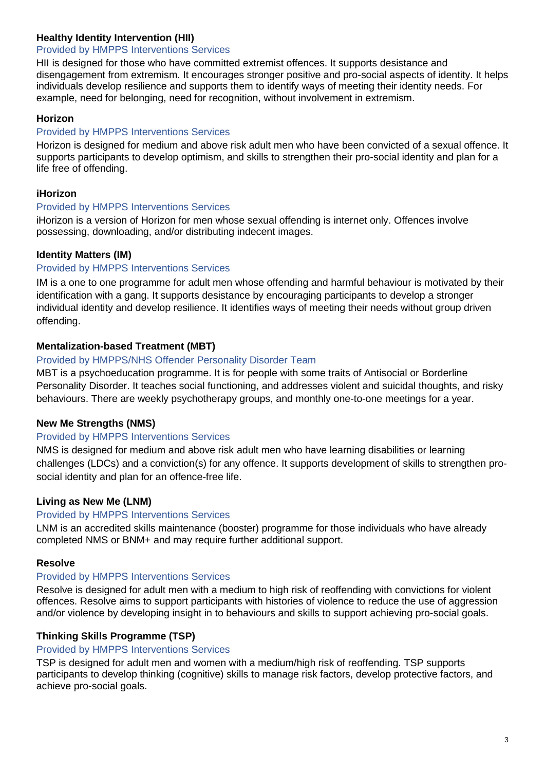**Healthy Identity Intervention (HII)**

Provided by HMPPS Interventions Services

HII is designed for those who have committed extremist offences. It supports desistance and disengagement from extremism. It encourages stronger positive and pro-social aspects of identity. It helps individuals develop resilience and supports them to identify ways of meeting their identity needs. For example, need for belonging, need for recognition, without involvement in extremism.

**Horizon**

Provided by HMPPS Interventions Services

Horizon is designed for medium and above risk adult men who have been convicted of a sexual offence. It supports participants to develop optimism, and skills to strengthen their pro-social identity and plan for a life free of offending.

**iHorizon**

Provided by HMPPS Interventions Services

iHorizon is a version of Horizon for men whose sexual offending is internet only. Offences involve possessing, downloading, and/or distributing indecent images.

**Identity Matters (IM)**

Provided by HMPPS Interventions Services

IM is a one to one programme for adult men whose offending and harmful behaviour is motivated by their identification with a gang. It supports desistance by encouraging participants to develop a stronger individual identity and develop resilience. It identifies ways of meeting their needs without group driven offending.

**Mentalization-based Treatment (MBT)**

Provided by HMPPS/NHS Offender Personality Disorder Team

MBT is a psychoeducation programme. It is for people with some traits of Antisocial or Borderline Personality Disorder. It teaches social functioning, and addresses violent and suicidal thoughts, and risky behaviours. There are weekly psychotherapy groups, and monthly one-to-one meetings for a year.

**New Me Strengths (NMS)**

Provided by HMPPS Interventions Services

NMS is designed for medium and above risk adult men who have learning disabilities or learning challenges (LDCs) and a conviction(s) for any offence. It supports development of skills to strengthen pro-social identity and plan for an offence-free life.

**Living as New Me (LNM)**

Provided by HMPPS Interventions Services

LNM is an accredited skills maintenance (booster) programme for those individuals who have already completed NMS or BNM+ and may require further additional support.

**Resolve**

Provided by HMPPS Interventions Services

Resolve is designed for adult men with a medium to high risk of reoffending with convictions for violent offences. Resolve aims to support participants with histories of violence to reduce the use of aggression and/or violence by developing insight in to behaviours and skills to support achieving pro-social goals.

**Thinking Skills Programme (TSP)**

Provided by HMPPS Interventions Services

TSP is designed for adult men and women with a medium/high risk of reoffending. TSP supports participants to develop thinking (cognitive) skills to manage risk factors, develop protective factors, and achieve pro-social goals.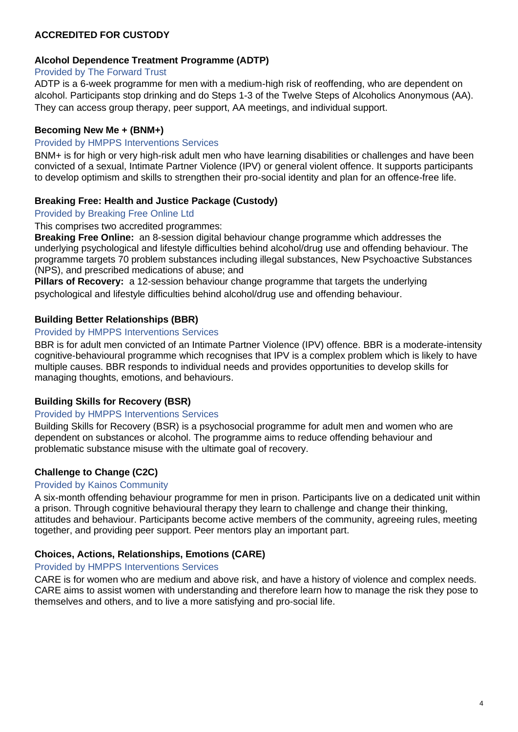## ACCREDITED FOR CUSTODY

### Alcohol Dependence Treatment Programme (ADTP)

Provided by The Forward Trust

ADTP is a 6-week programme for men with a medium-high risk of reoffending, who are dependent on alcohol. Participants stop drinking and do Steps 1-3 of the Twelve Steps of Alcoholics Anonymous (AA). They can access group therapy, peer support, AA meetings, and individual support.

### Becoming New Me + (BNM+)

Provided by HMPPS Interventions Services

BNM+ is for high or very high-risk adult men who have learning disabilities or challenges and have been convicted of a sexual, Intimate Partner Violence (IPV) or general violent offence. It supports participants to develop optimism and skills to strengthen their pro-social identity and plan for an offence-free life.

### Breaking Free: Health and Justice Package (Custody)

Provided by Breaking Free Online Ltd

This comprises two accredited programmes:

**Breaking Free Online:** an 8-session digital behaviour change programme which addresses the underlying psychological and lifestyle difficulties behind alcohol/drug use and offending behaviour. The programme targets 70 problem substances including illegal substances, New Psychoactive Substances (NPS), and prescribed medications of abuse; and

**Pillars of Recovery:** a 12-session behaviour change programme that targets the underlying psychological and lifestyle difficulties behind alcohol/drug use and offending behaviour.

### Building Better Relationships (BBR)

Provided by HMPPS Interventions Services

BBR is for adult men convicted of an Intimate Partner Violence (IPV) offence. BBR is a moderate-intensity cognitive-behavioural programme which recognises that IPV is a complex problem which is likely to have multiple causes. BBR responds to individual needs and provides opportunities to develop skills for managing thoughts, emotions, and behaviours.

### Building Skills for Recovery (BSR)

Provided by HMPPS Interventions Services

Building Skills for Recovery (BSR) is a psychosocial programme for adult men and women who are dependent on substances or alcohol. The programme aims to reduce offending behaviour and problematic substance misuse with the ultimate goal of recovery.

### Challenge to Change (C2C)

Provided by Kainos Community

A six-month offending behaviour programme for men in prison. Participants live on a dedicated unit within a prison. Through cognitive behavioural therapy they learn to challenge and change their thinking, attitudes and behaviour. Participants become active members of the community, agreeing rules, meeting together, and providing peer support. Peer mentors play an important part.

### Choices, Actions, Relationships, Emotions (CARE)

Provided by HMPPS Interventions Services

CARE is for women who are medium and above risk, and have a history of violence and complex needs. CARE aims to assist women with understanding and therefore learn how to manage the risk they pose to themselves and others, and to live a more satisfying and pro-social life.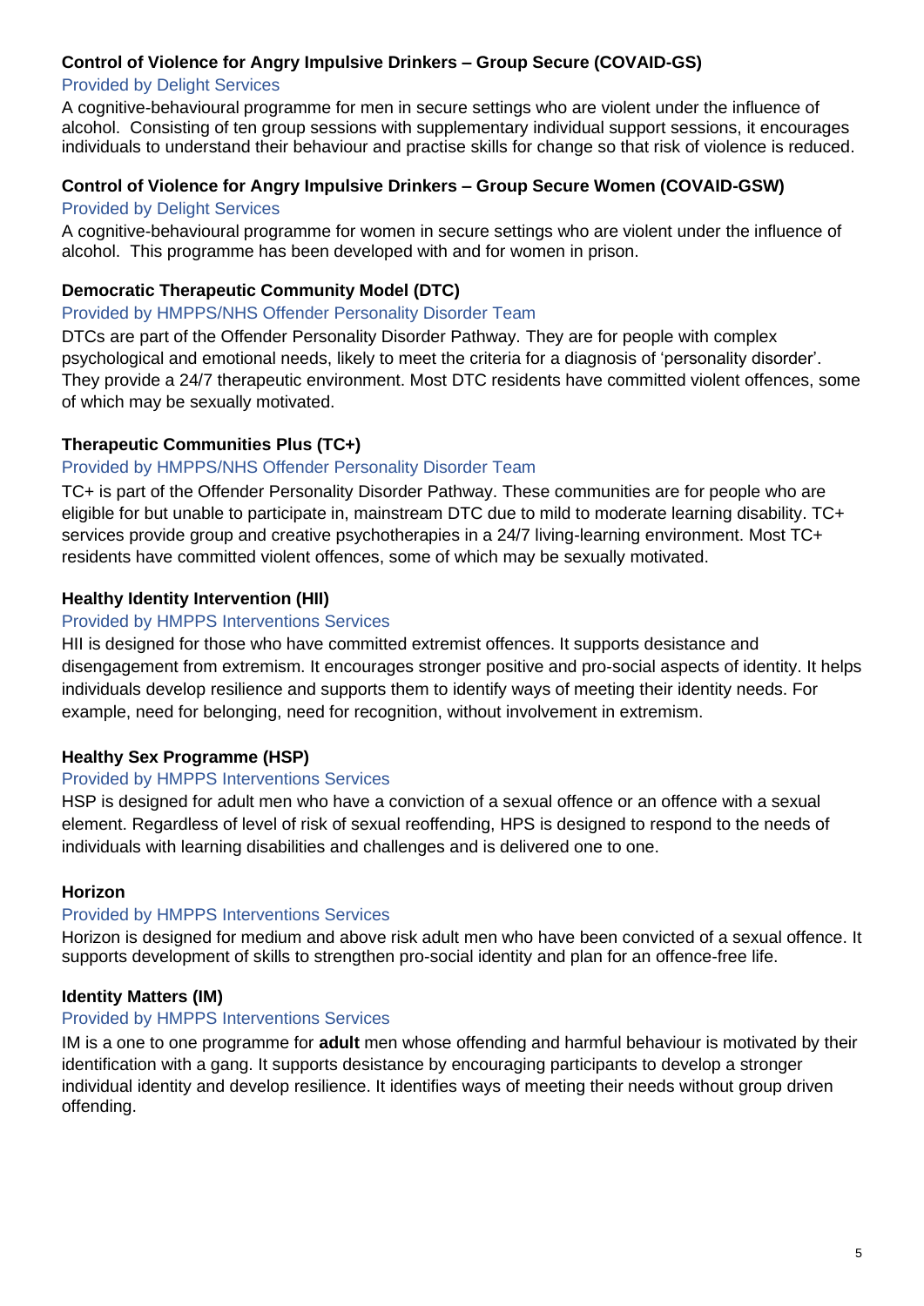**Control of Violence for Angry Impulsive Drinkers – Group Secure (COVAID-GS)**

Provided by Delight Services

A cognitive-behavioural programme for men in secure settings who are violent under the influence of alcohol. Consisting of ten group sessions with supplementary individual support sessions, it encourages individuals to understand their behaviour and practise skills for change so that risk of violence is reduced.

**Control of Violence for Angry Impulsive Drinkers – Group Secure Women (COVAID-GSW)**

Provided by Delight Services

A cognitive-behavioural programme for women in secure settings who are violent under the influence of alcohol. This programme has been developed with and for women in prison.

**Democratic Therapeutic Community Model (DTC)**

Provided by HMPPS/NHS Offender Personality Disorder Team

DTCs are part of the Offender Personality Disorder Pathway. They are for people with complex psychological and emotional needs, likely to meet the criteria for a diagnosis of 'personality disorder'. They provide a 24/7 therapeutic environment. Most DTC residents have committed violent offences, some of which may be sexually motivated.

**Therapeutic Communities Plus (TC+)**

Provided by HMPPS/NHS Offender Personality Disorder Team

TC+ is part of the Offender Personality Disorder Pathway. These communities are for people who are eligible for but unable to participate in, mainstream DTC due to mild to moderate learning disability. TC+ services provide group and creative psychotherapies in a 24/7 living-learning environment. Most TC+ residents have committed violent offences, some of which may be sexually motivated.

**Healthy Identity Intervention (HII)**

Provided by HMPPS Interventions Services

HII is designed for those who have committed extremist offences. It supports desistance and disengagement from extremism. It encourages stronger positive and pro-social aspects of identity. It helps individuals develop resilience and supports them to identify ways of meeting their identity needs. For example, need for belonging, need for recognition, without involvement in extremism.

**Healthy Sex Programme (HSP)**

Provided by HMPPS Interventions Services

HSP is designed for adult men who have a conviction of a sexual offence or an offence with a sexual element. Regardless of level of risk of sexual reoffending, HPS is designed to respond to the needs of individuals with learning disabilities and challenges and is delivered one to one.

**Horizon**

Provided by HMPPS Interventions Services

Horizon is designed for medium and above risk adult men who have been convicted of a sexual offence. It supports development of skills to strengthen pro-social identity and plan for an offence-free life.

**Identity Matters (IM)**

Provided by HMPPS Interventions Services

IM is a one to one programme for **adult** men whose offending and harmful behaviour is motivated by their identification with a gang. It supports desistance by encouraging participants to develop a stronger individual identity and develop resilience. It identifies ways of meeting their needs without group driven offending.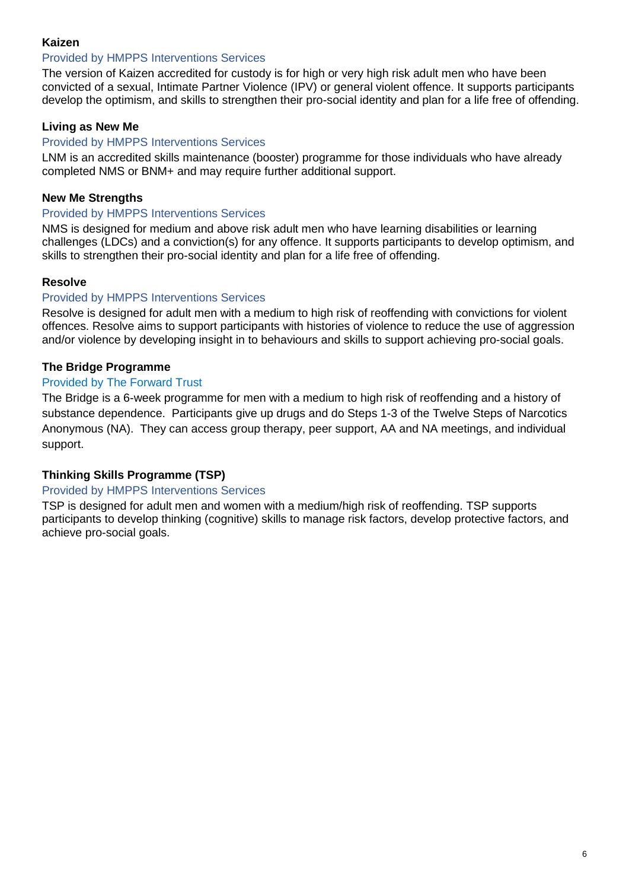**Kaizen**

Provided by HMPPS Interventions Services

The version of Kaizen accredited for custody is for high or very high risk adult men who have been convicted of a sexual, Intimate Partner Violence (IPV) or general violent offence. It supports participants develop the optimism, and skills to strengthen their pro-social identity and plan for a life free of offending.

**Living as New Me**

Provided by HMPPS Interventions Services

LNM is an accredited skills maintenance (booster) programme for those individuals who have already completed NMS or BNM+ and may require further additional support.

**New Me Strengths**

Provided by HMPPS Interventions Services

NMS is designed for medium and above risk adult men who have learning disabilities or learning challenges (LDCs) and a conviction(s) for any offence. It supports participants to develop optimism, and skills to strengthen their pro-social identity and plan for a life free of offending.

**Resolve**

Provided by HMPPS Interventions Services

Resolve is designed for adult men with a medium to high risk of reoffending with convictions for violent offences. Resolve aims to support participants with histories of violence to reduce the use of aggression and/or violence by developing insight in to behaviours and skills to support achieving pro-social goals.

**The Bridge Programme**

Provided by The Forward Trust

The Bridge is a 6-week programme for men with a medium to high risk of reoffending and a history of substance dependence. Participants give up drugs and do Steps 1-3 of the Twelve Steps of Narcotics Anonymous (NA). They can access group therapy, peer support, AA and NA meetings, and individual support.

**Thinking Skills Programme (TSP)**

Provided by HMPPS Interventions Services

TSP is designed for adult men and women with a medium/high risk of reoffending. TSP supports participants to develop thinking (cognitive) skills to manage risk factors, develop protective factors, and achieve pro-social goals.